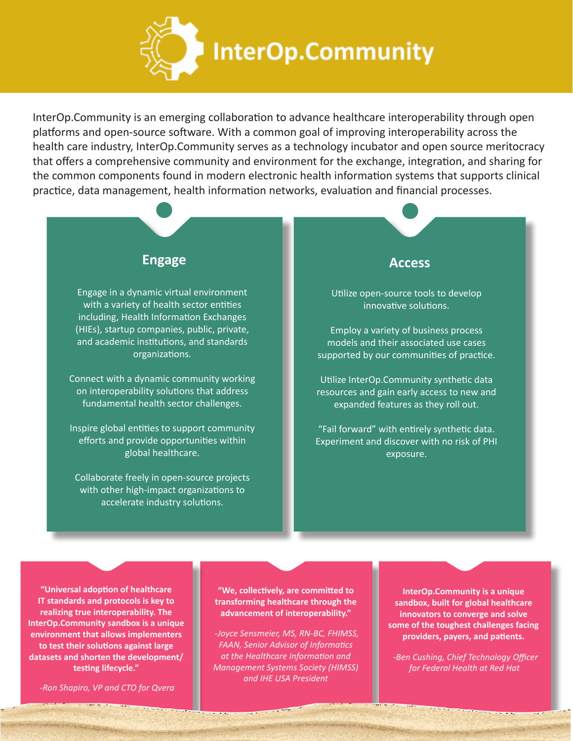# InterOp.Community

InterOp.Community is an emerging collaboration to advance healthcare interoperability through open platforms and open-source software. With a common goal of improving interoperability across the health care industry, InterOp.Community serves as a technology incubator and open source meritocracy that offers a comprehensive community and environment for the exchange, integration, and sharing for the common components found in modern electronic health information systems that supports clinical practice, data management, health information networks, evaluation and financial processes.

## Engage

Engage in a dynamic virtual environment with a variety of health sector entities including, Health Information Exchanges (HIEs), startup companies, public, private, and academic institutions, and standards organizations.

Connect with a dynamic community working on interoperability solutions that address fundamental health sector challenges.

Inspire global entities to support community efforts and provide opportunities within global healthcare.

Collaborate freely in open-source projects with other high-impact organizations to accelerate industry solutions.

## Access

Utilize open-source tools to develop innovative solutions.

Employ a variety of business process models and their associated use cases supported by our communities of practice.

Utilize InterOp.Community synthetic data resources and gain early access to new and expanded features as they roll out.

"Fail forward" with entirely synthetic data. Experiment and discover with no risk of PHI exposure.

**"Universal adoption of healthcare IT standards and protocols is key to realizing true interoperability. The InterOp.Community sandbox is a unique environment that allows implementers to test their solutions against large datasets and shorten the development/ testing lifecycle."**

*-Ron Shapiro, VP and CTO for Qvera*

**"We, collectively, are committed to transforming healthcare through the advancement of interoperability."**

*-Joyce Sensmeier, MS, RN-BC, FHIMSS, FAAN, Senior Advisor of Informatics at the Healthcare Information and Management Systems Society (HIMSS) and IHE USA President*

**InterOp.Community is a unique sandbox, built for global healthcare innovators to converge and solve some of the toughest challenges facing providers, payers, and patients.**

*-Ben Cushing, Chief Technology Officer for Federal Health at Red Hat*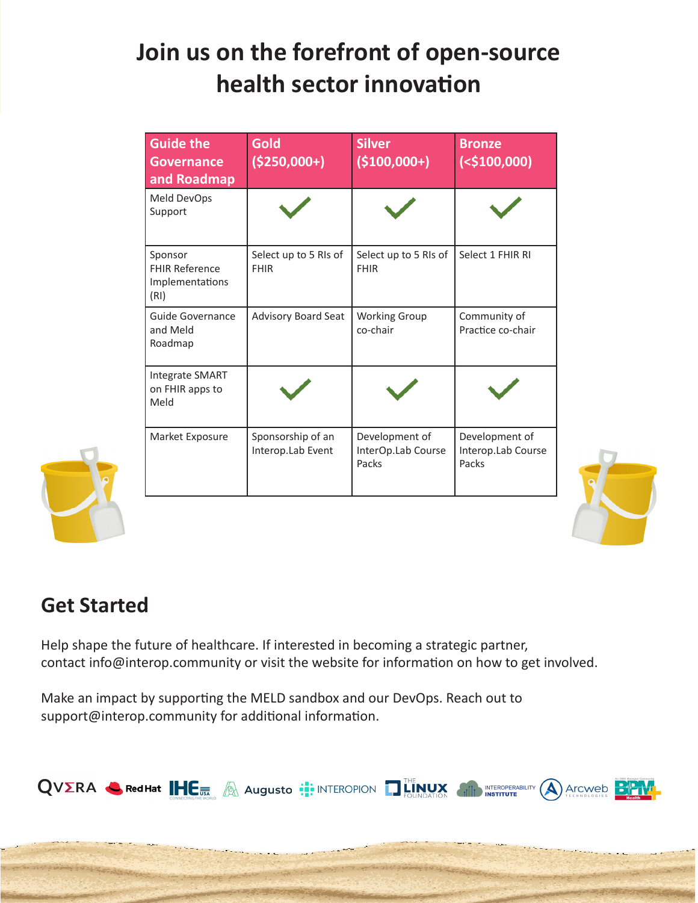# Join us on the forefront of open-source health sector innovation

| Guide the Governance and Roadmap | Gold ($250,000+) | Silver ($100,000+) | Bronze (<$100,000) |
|---|---|---|---|
| Meld DevOps Support | ✓ | ✓ | ✓ |
| Sponsor FHIR Reference Implementations (RI) | Select up to 5 RIs of FHIR | Select up to 5 RIs of FHIR | Select 1 FHIR RI |
| Guide Governance and Meld Roadmap | Advisory Board Seat | Working Group co-chair | Community of Practice co-chair |
| Integrate SMART on FHIR apps to Meld | ✓ | ✓ | ✓ |
| Market Exposure | Sponsorship of an Interop.Lab Event | Development of InterOp.Lab Course Packs | Development of Interop.Lab Course Packs |

## Get Started

Help shape the future of healthcare. If interested in becoming a strategic partner, contact info@interop.community or visit the website for information on how to get involved.

Make an impact by supporting the MELD sandbox and our DevOps. Reach out to support@interop.community for additional information.

QVERA · Red Hat · IHE USA · Augusto · INTEROPION · The Linux Foundation · Interoperability Institute · Arcweb Technologies · BPM+ Health